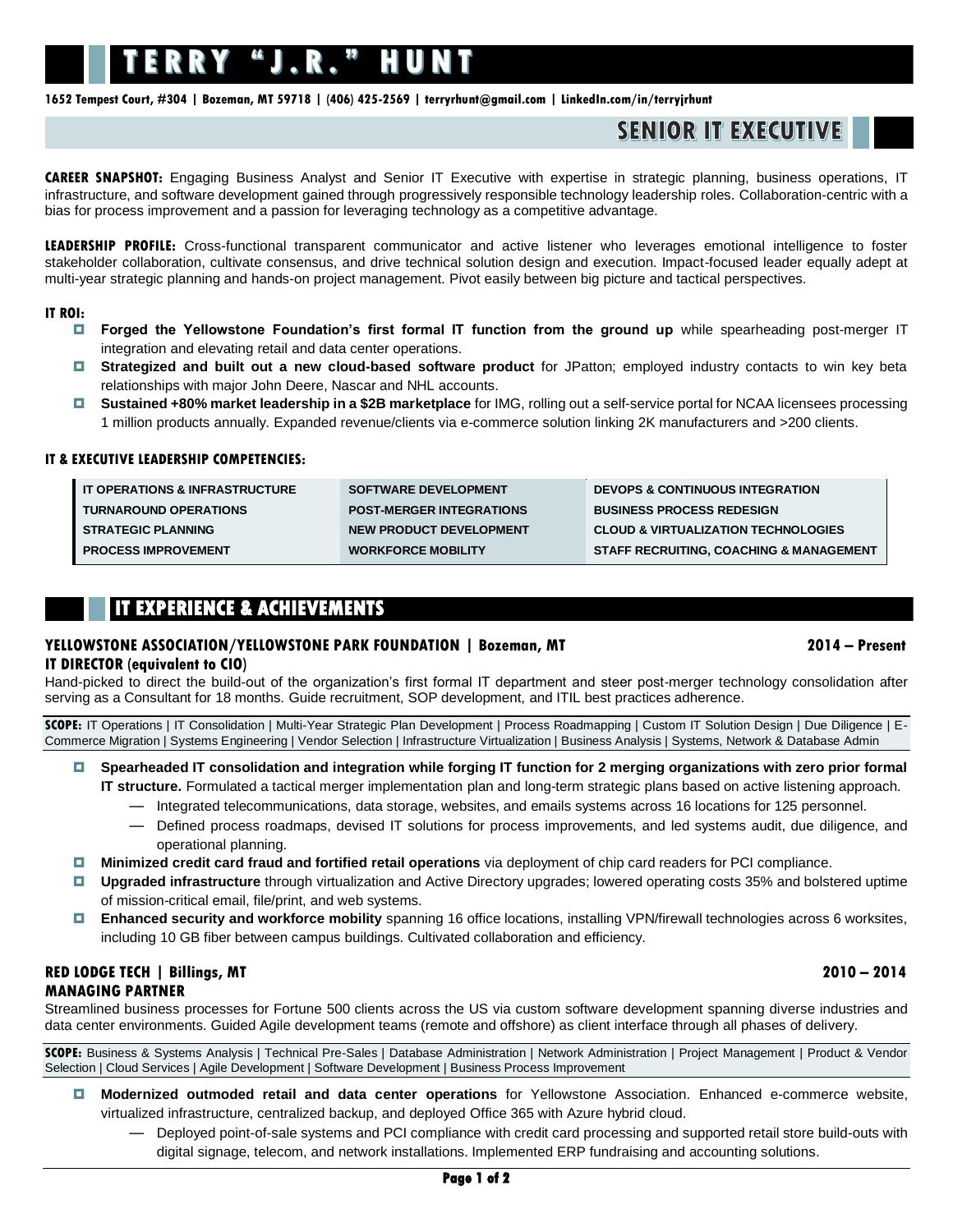# TERRY "J.R." HUNT

**1652 Tempest Court, #304 | Bozeman, MT 59718 | (406) 425-2569 | terryrhunt@gmail.com | LinkedIn.com/in/terryjrhunt**

## SENIOR IT EXECUTIVE

**CAREER SNAPSHOT:** Engaging Business Analyst and Senior IT Executive with expertise in strategic planning, business operations, IT infrastructure, and software development gained through progressively responsible technology leadership roles. Collaboration-centric with a bias for process improvement and a passion for leveraging technology as a competitive advantage.

**LEADERSHIP PROFILE:** Cross-functional transparent communicator and active listener who leverages emotional intelligence to foster stakeholder collaboration, cultivate consensus, and drive technical solution design and execution. Impact-focused leader equally adept at multi-year strategic planning and hands-on project management. Pivot easily between big picture and tactical perspectives.

**IT ROI:**

- **Forged the Yellowstone Foundation's first formal IT function from the ground up** while spearheading post-merger IT integration and elevating retail and data center operations.
- **Strategized and built out a new cloud-based software product** for JPatton; employed industry contacts to win key beta relationships with major John Deere, Nascar and NHL accounts.
- **Sustained +80% market leadership in a $2B marketplace** for IMG, rolling out a self-service portal for NCAA licensees processing 1 million products annually. Expanded revenue/clients via e-commerce solution linking 2K manufacturers and >200 clients.

**IT & EXECUTIVE LEADERSHIP COMPETENCIES:**

| | | |
|---|---|---|
| **IT OPERATIONS & INFRASTRUCTURE** | **SOFTWARE DEVELOPMENT** | **DEVOPS & CONTINUOUS INTEGRATION** |
| **TURNAROUND OPERATIONS** | **POST-MERGER INTEGRATIONS** | **BUSINESS PROCESS REDESIGN** |
| **STRATEGIC PLANNING** | **NEW PRODUCT DEVELOPMENT** | **CLOUD & VIRTUALIZATION TECHNOLOGIES** |
| **PROCESS IMPROVEMENT** | **WORKFORCE MOBILITY** | **STAFF RECRUITING, COACHING & MANAGEMENT** |

## IT EXPERIENCE & ACHIEVEMENTS

### YELLOWSTONE ASSOCIATION/YELLOWSTONE PARK FOUNDATION | Bozeman, MT — 2014 – Present

**IT DIRECTOR (equivalent to CIO)**

Hand-picked to direct the build-out of the organization's first formal IT department and steer post-merger technology consolidation after serving as a Consultant for 18 months. Guide recruitment, SOP development, and ITIL best practices adherence.

**SCOPE:** IT Operations | IT Consolidation | Multi-Year Strategic Plan Development | Process Roadmapping | Custom IT Solution Design | Due Diligence | E-Commerce Migration | Systems Engineering | Vendor Selection | Infrastructure Virtualization | Business Analysis | Systems, Network & Database Admin

- **Spearheaded IT consolidation and integration while forging IT function for 2 merging organizations with zero prior formal IT structure.** Formulated a tactical merger implementation plan and long-term strategic plans based on active listening approach.
  - Integrated telecommunications, data storage, websites, and emails systems across 16 locations for 125 personnel.
  - Defined process roadmaps, devised IT solutions for process improvements, and led systems audit, due diligence, and operational planning.
- **Minimized credit card fraud and fortified retail operations** via deployment of chip card readers for PCI compliance.
- **Upgraded infrastructure** through virtualization and Active Directory upgrades; lowered operating costs 35% and bolstered uptime of mission-critical email, file/print, and web systems.
- **Enhanced security and workforce mobility** spanning 16 office locations, installing VPN/firewall technologies across 6 worksites, including 10 GB fiber between campus buildings. Cultivated collaboration and efficiency.

### RED LODGE TECH | Billings, MT — 2010 – 2014

**MANAGING PARTNER**

Streamlined business processes for Fortune 500 clients across the US via custom software development spanning diverse industries and data center environments. Guided Agile development teams (remote and offshore) as client interface through all phases of delivery.

**SCOPE:** Business & Systems Analysis | Technical Pre-Sales | Database Administration | Network Administration | Project Management | Product & Vendor Selection | Cloud Services | Agile Development | Software Development | Business Process Improvement

- **Modernized outmoded retail and data center operations** for Yellowstone Association. Enhanced e-commerce website, virtualized infrastructure, centralized backup, and deployed Office 365 with Azure hybrid cloud.
  - Deployed point-of-sale systems and PCI compliance with credit card processing and supported retail store build-outs with digital signage, telecom, and network installations. Implemented ERP fundraising and accounting solutions.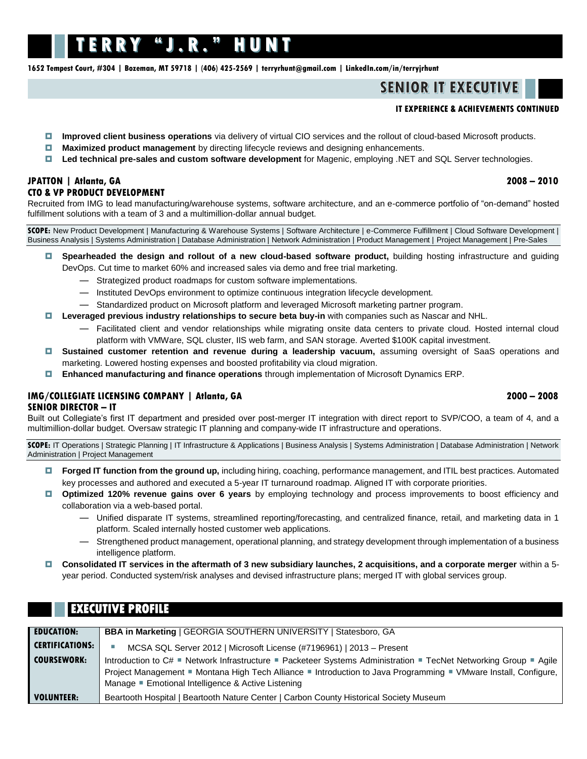# TERRY "J.R." HUNT

**1652 Tempest Court, #304 | Bozeman, MT 59718 | (406) 425-2569 | terryrhunt@gmail.com | LinkedIn.com/in/terryjrhunt**

## SENIOR IT EXECUTIVE

**IT EXPERIENCE & ACHIEVEMENTS CONTINUED**

- **Improved client business operations** via delivery of virtual CIO services and the rollout of cloud-based Microsoft products.
- **Maximized product management** by directing lifecycle reviews and designing enhancements.
- **Led technical pre-sales and custom software development** for Magenic, employing .NET and SQL Server technologies.

### JPATTON | Atlanta, GA — 2008 – 2010

**CTO & VP PRODUCT DEVELOPMENT**

Recruited from IMG to lead manufacturing/warehouse systems, software architecture, and an e-commerce portfolio of "on-demand" hosted fulfillment solutions with a team of 3 and a multimillion-dollar annual budget.

**SCOPE:** New Product Development | Manufacturing & Warehouse Systems | Software Architecture | e-Commerce Fulfillment | Cloud Software Development | Business Analysis | Systems Administration | Database Administration | Network Administration | Product Management | Project Management | Pre-Sales

- **Spearheaded the design and rollout of a new cloud-based software product,** building hosting infrastructure and guiding DevOps. Cut time to market 60% and increased sales via demo and free trial marketing.
  - Strategized product roadmaps for custom software implementations.
  - Instituted DevOps environment to optimize continuous integration lifecycle development.
  - Standardized product on Microsoft platform and leveraged Microsoft marketing partner program.
- **Leveraged previous industry relationships to secure beta buy-in** with companies such as Nascar and NHL.
  - Facilitated client and vendor relationships while migrating onsite data centers to private cloud. Hosted internal cloud platform with VMWare, SQL cluster, IIS web farm, and SAN storage. Averted $100K capital investment.
- **Sustained customer retention and revenue during a leadership vacuum,** assuming oversight of SaaS operations and marketing. Lowered hosting expenses and boosted profitability via cloud migration.
- **Enhanced manufacturing and finance operations** through implementation of Microsoft Dynamics ERP.

### IMG/COLLEGIATE LICENSING COMPANY | Atlanta, GA — 2000 – 2008

**SENIOR DIRECTOR – IT**

Built out Collegiate's first IT department and presided over post-merger IT integration with direct report to SVP/COO, a team of 4, and a multimillion-dollar budget. Oversaw strategic IT planning and company-wide IT infrastructure and operations.

**SCOPE:** IT Operations | Strategic Planning | IT Infrastructure & Applications | Business Analysis | Systems Administration | Database Administration | Network Administration | Project Management

- **Forged IT function from the ground up,** including hiring, coaching, performance management, and ITIL best practices. Automated key processes and authored and executed a 5-year IT turnaround roadmap. Aligned IT with corporate priorities.
- **Optimized 120% revenue gains over 6 years** by employing technology and process improvements to boost efficiency and collaboration via a web-based portal.
  - Unified disparate IT systems, streamlined reporting/forecasting, and centralized finance, retail, and marketing data in 1 platform. Scaled internally hosted customer web applications.
  - Strengthened product management, operational planning, and strategy development through implementation of a business intelligence platform.
- **Consolidated IT services in the aftermath of 3 new subsidiary launches, 2 acquisitions, and a corporate merger** within a 5-year period. Conducted system/risk analyses and devised infrastructure plans; merged IT with global services group.

## EXECUTIVE PROFILE

| | |
|---|---|
| **EDUCATION:** | **BBA in Marketing** \| GEORGIA SOUTHERN UNIVERSITY \| Statesboro, GA |
| **CERTIFICATIONS:** | ▪ MCSA SQL Server 2012 \| Microsoft License (#7196961) \| 2013 – Present |
| **COURSEWORK:** | Introduction to C# ▪ Network Infrastructure ▪ Packeteer Systems Administration ▪ TecNet Networking Group ▪ Agile Project Management ▪ Montana High Tech Alliance ▪ Introduction to Java Programming ▪ VMware Install, Configure, Manage ▪ Emotional Intelligence & Active Listening |
| **VOLUNTEER:** | Beartooth Hospital \| Beartooth Nature Center \| Carbon County Historical Society Museum |